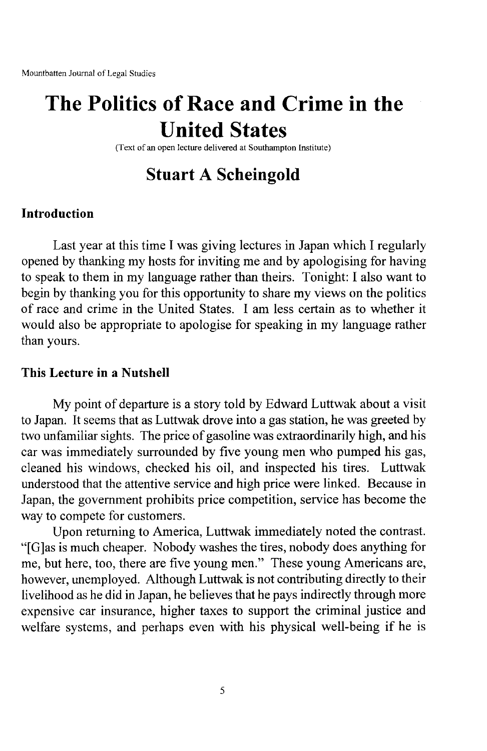# The Politics of Race and Crime in the United States

(Text of an open lecture delivered at Southampton Institute)

## Stuart A Scheingold

### Introduction

Last year at this time I was giving lectures in Japan which I regularly opened by thanking my hosts for inviting me and by apologising for having to speak to them in my language rather than theirs. Tonight: I also want to begin by thanking you for this opportunity to share my views on the politics of race and crime in the United States. I am less certain as to whether it would also be appropriate to apologise for speaking in my language rather than yours.

### This Lecture in a Nutshell

My point of departure is a story told by Edward Luttwak about a visit to Japan. It seems that as Luttwak drove into a gas station, he was greeted by two unfamiliar sights. The price of gasoline was extraordinarily high, and his car was immediately surrounded by five young men who pumped his gas, cleaned his windows, checked his oil, and inspected his tires. Luttwak understood that the attentive service and high price were linked. Because in Japan, the government prohibits price competition, service has become the way to compete for customers.

Upon returning to America, Luttwak immediately noted the contrast. "[G]as is much cheaper. Nobody washes the tires, nobody does anything for me, but here, too, there are five young men." These young Americans are, however, unemployed. Although Luttwak is not contributing directly to their livelihood as he did in Japan, he believes that he pays indirectly through more expensive car insurance, higher taxes to support the criminal justice and welfare systems, and perhaps even with his physical well-being if he is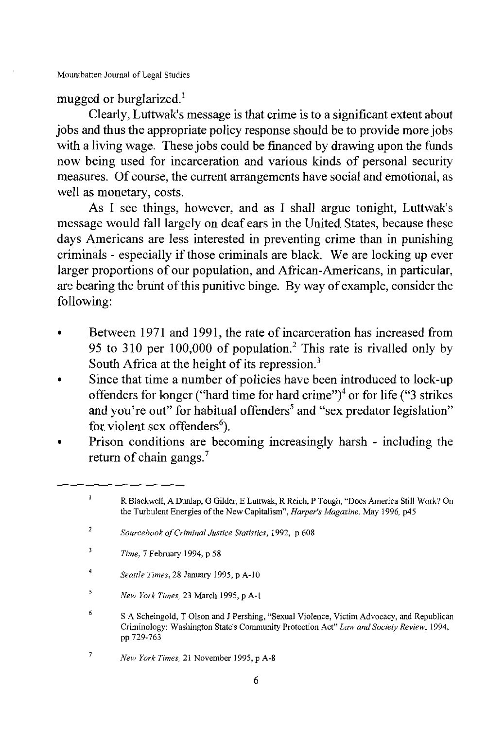mugged or burglarized.[1]

Clearly, Luttwak's message is that crime is to a significant extent about jobs and thus the appropriate policy response should be to provide more jobs with a living wage. These jobs could be financed by drawing upon the funds now being used for incarceration and various kinds of personal security measures. Of course, the current arrangements have social and emotional, as well as monetary, costs.

As I see things, however, and as I shall argue tonight, Luttwak's message would fall largely on deaf ears in the United States, because these days Americans are less interested in preventing crime than in punishing criminals - especially if those criminals are black. We are locking up ever larger proportions of our population, and African-Americans, in particular, are bearing the brunt of this punitive binge. By way of example, consider the following:

- Between 1971 and 1991, the rate of incarceration has increased from 95 to 310 per 100,000 of population.[2] This rate is rivalled only by South Africa at the height of its repression.[3]
- Since that time a number of policies have been introduced to lock-up offenders for longer ("hard time for hard crime")[4] or for life ("3 strikes and you're out" for habitual offenders[5] and "sex predator legislation" for violent sex offenders[6]).
- Prison conditions are becoming increasingly harsh - including the return of chain gangs.[7]

---

1. R Blackwell, A Dunlap, G Gilder, E Luttwak, R Reich, P Tough, "Does America Still Work? On the Turbulent Energies of the New Capitalism", *Harper's Magazine*, May 1996, p45
2. *Sourcebook of Criminal Justice Statistics*, 1992, p 608
3. *Time*, 7 February 1994, p 58
4. *Seattle Times*, 28 January 1995, p A-10
5. *New York Times*, 23 March 1995, p A-1
6. S A Scheingold, T Olson and J Pershing, "Sexual Violence, Victim Advocacy, and Republican Criminology: Washington State's Community Protection Act" *Law and Society Review*, 1994, pp 729-763
7. *New York Times*, 21 November 1995, p A-8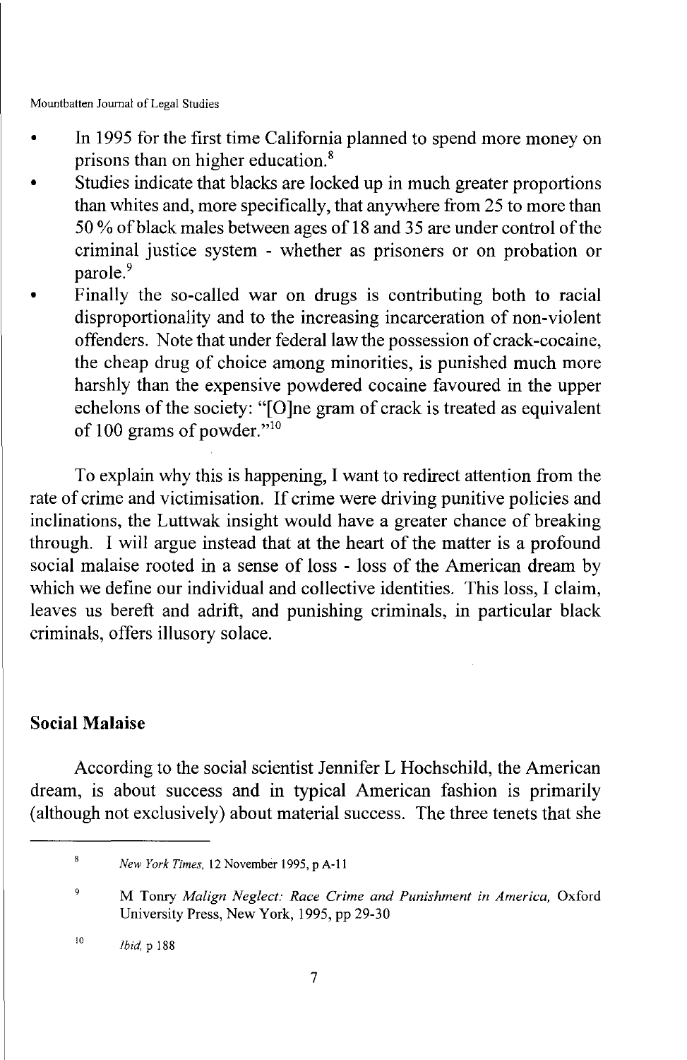- In 1995 for the first time California planned to spend more money on prisons than on higher education.[8]
- Studies indicate that blacks are locked up in much greater proportions than whites and, more specifically, that anywhere from 25 to more than 50 % of black males between ages of 18 and 35 are under control of the criminal justice system - whether as prisoners or on probation or parole.[9]
- Finally the so-called war on drugs is contributing both to racial disproportionality and to the increasing incarceration of non-violent offenders. Note that under federal law the possession of crack-cocaine, the cheap drug of choice among minorities, is punished much more harshly than the expensive powdered cocaine favoured in the upper echelons of the society: "[O]ne gram of crack is treated as equivalent of 100 grams of powder."[10]

To explain why this is happening, I want to redirect attention from the rate of crime and victimisation. If crime were driving punitive policies and inclinations, the Luttwak insight would have a greater chance of breaking through. I will argue instead that at the heart of the matter is a profound social malaise rooted in a sense of loss - loss of the American dream by which we define our individual and collective identities. This loss, I claim, leaves us bereft and adrift, and punishing criminals, in particular black criminals, offers illusory solace.

## Social Malaise

According to the social scientist Jennifer L Hochschild, the American dream, is about success and in typical American fashion is primarily (although not exclusively) about material success. The three tenets that she

---

[8] *New York Times*, 12 November 1995, p A-11

[9] M Tonry *Malign Neglect: Race Crime and Punishment in America*, Oxford University Press, New York, 1995, pp 29-30

[10] *Ibid*, p 188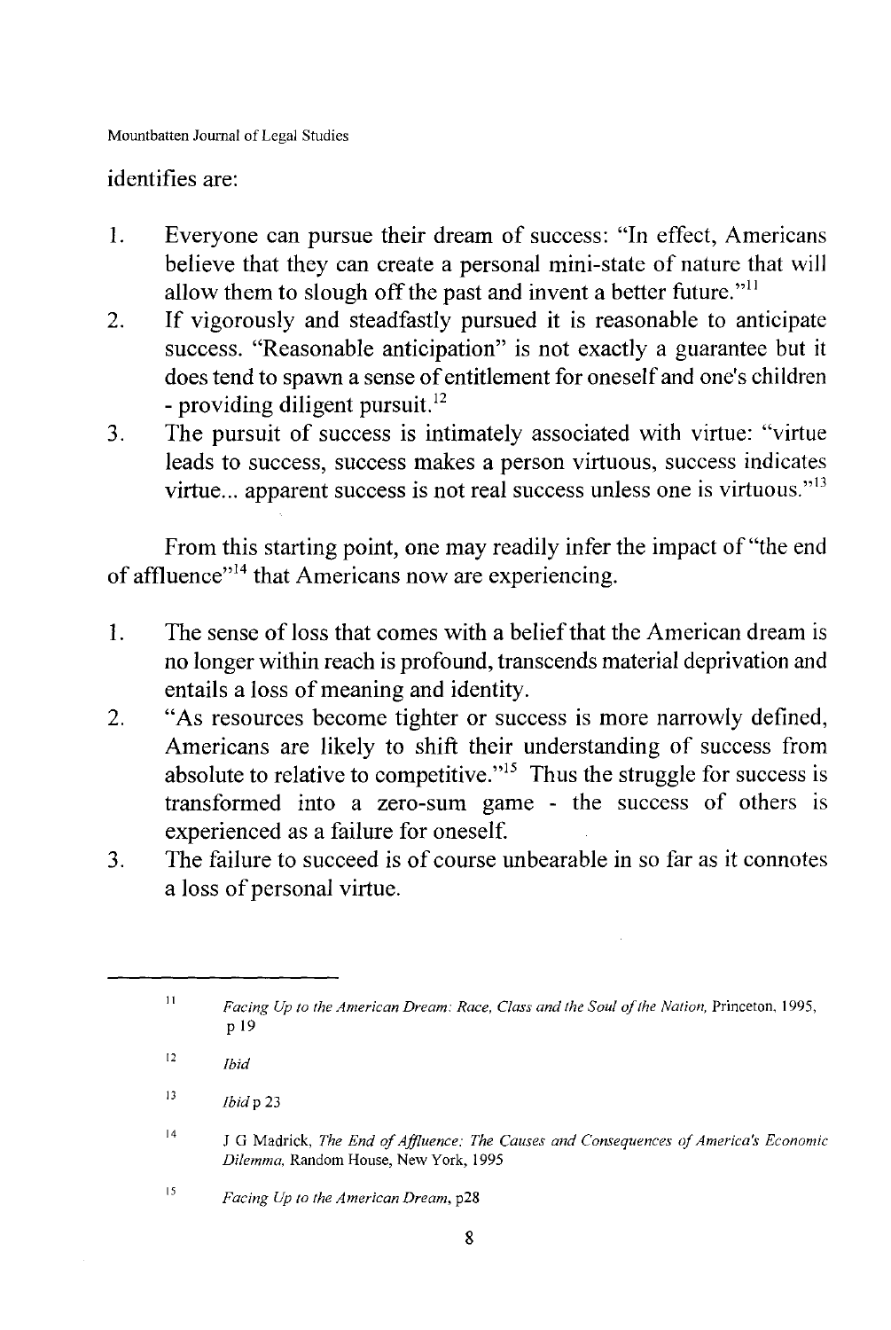identifies are:

1. Everyone can pursue their dream of success: "In effect, Americans believe that they can create a personal mini-state of nature that will allow them to slough off the past and invent a better future."[11]
2. If vigorously and steadfastly pursued it is reasonable to anticipate success. "Reasonable anticipation" is not exactly a guarantee but it does tend to spawn a sense of entitlement for oneself and one's children - providing diligent pursuit.[12]
3. The pursuit of success is intimately associated with virtue: "virtue leads to success, success makes a person virtuous, success indicates virtue... apparent success is not real success unless one is virtuous."[13]

From this starting point, one may readily infer the impact of "the end of affluence"[14] that Americans now are experiencing.

1. The sense of loss that comes with a belief that the American dream is no longer within reach is profound, transcends material deprivation and entails a loss of meaning and identity.
2. "As resources become tighter or success is more narrowly defined, Americans are likely to shift their understanding of success from absolute to relative to competitive."[15] Thus the struggle for success is transformed into a zero-sum game - the success of others is experienced as a failure for oneself.
3. The failure to succeed is of course unbearable in so far as it connotes a loss of personal virtue.

---

[11] *Facing Up to the American Dream: Race, Class and the Soul of the Nation*, Princeton, 1995, p 19

[12] *Ibid*

[13] *Ibid* p 23

[14] J G Madrick, *The End of Affluence: The Causes and Consequences of America's Economic Dilemma*, Random House, New York, 1995

[15] *Facing Up to the American Dream*, p28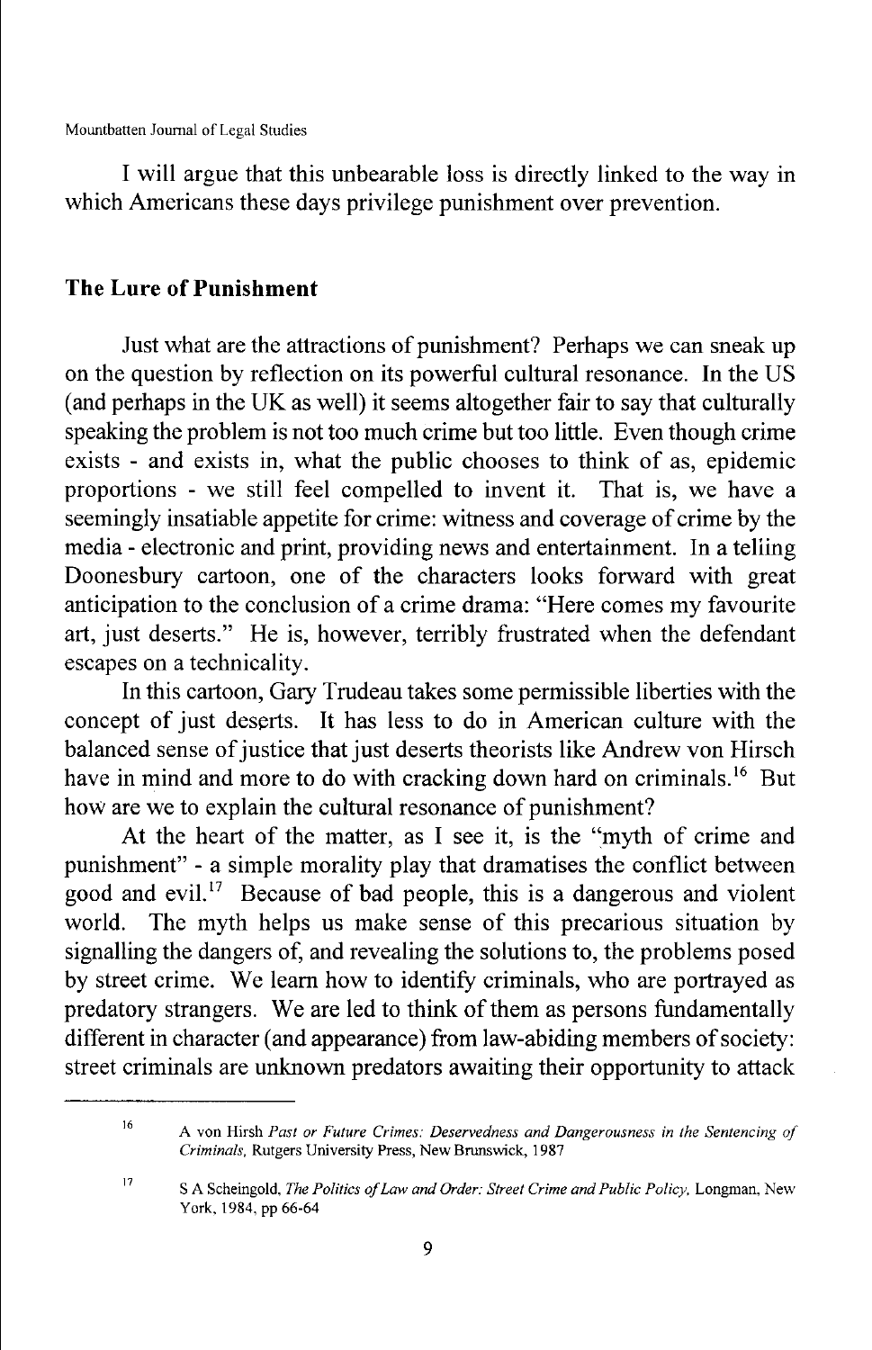I will argue that this unbearable loss is directly linked to the way in which Americans these days privilege punishment over prevention.

## The Lure of Punishment

Just what are the attractions of punishment? Perhaps we can sneak up on the question by reflection on its powerful cultural resonance. In the US (and perhaps in the UK as well) it seems altogether fair to say that culturally speaking the problem is not too much crime but too little. Even though crime exists - and exists in, what the public chooses to think of as, epidemic proportions - we still feel compelled to invent it. That is, we have a seemingly insatiable appetite for crime: witness and coverage of crime by the media - electronic and print, providing news and entertainment. In a telling Doonesbury cartoon, one of the characters looks forward with great anticipation to the conclusion of a crime drama: "Here comes my favourite art, just deserts." He is, however, terribly frustrated when the defendant escapes on a technicality.

In this cartoon, Gary Trudeau takes some permissible liberties with the concept of just deserts. It has less to do in American culture with the balanced sense of justice that just deserts theorists like Andrew von Hirsch have in mind and more to do with cracking down hard on criminals.[16] But how are we to explain the cultural resonance of punishment?

At the heart of the matter, as I see it, is the "myth of crime and punishment" - a simple morality play that dramatises the conflict between good and evil.[17] Because of bad people, this is a dangerous and violent world. The myth helps us make sense of this precarious situation by signalling the dangers of, and revealing the solutions to, the problems posed by street crime. We learn how to identify criminals, who are portrayed as predatory strangers. We are led to think of them as persons fundamentally different in character (and appearance) from law-abiding members of society: street criminals are unknown predators awaiting their opportunity to attack

---

[16] A von Hirsh *Past or Future Crimes: Deservedness and Dangerousness in the Sentencing of Criminals*, Rutgers University Press, New Brunswick, 1987

[17] S A Scheingold, *The Politics of Law and Order: Street Crime and Public Policy*, Longman, New York, 1984, pp 66-64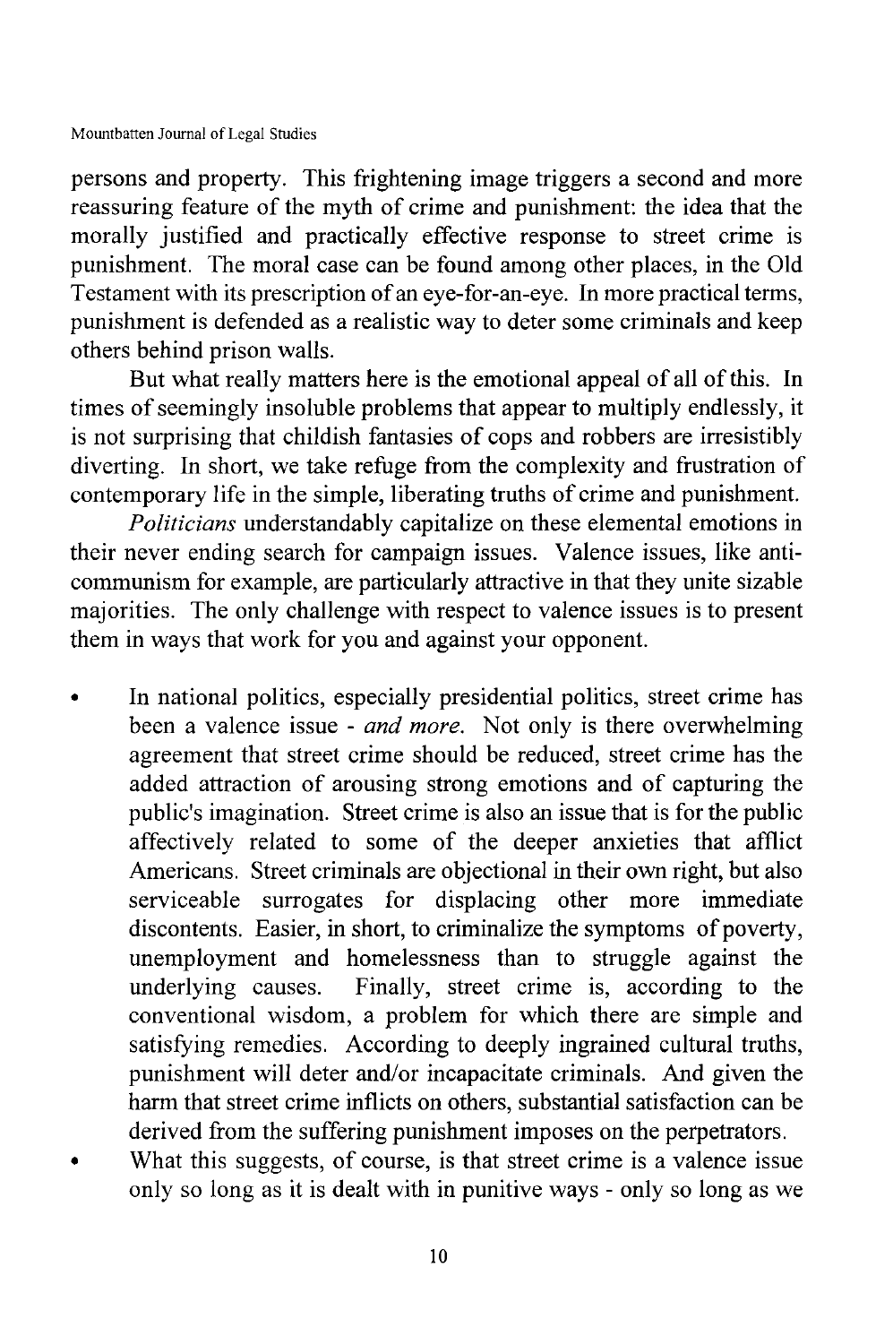persons and property. This frightening image triggers a second and more reassuring feature of the myth of crime and punishment: the idea that the morally justified and practically effective response to street crime is punishment. The moral case can be found among other places, in the Old Testament with its prescription of an eye-for-an-eye. In more practical terms, punishment is defended as a realistic way to deter some criminals and keep others behind prison walls.

But what really matters here is the emotional appeal of all of this. In times of seemingly insoluble problems that appear to multiply endlessly, it is not surprising that childish fantasies of cops and robbers are irresistibly diverting. In short, we take refuge from the complexity and frustration of contemporary life in the simple, liberating truths of crime and punishment.

*Politicians* understandably capitalize on these elemental emotions in their never ending search for campaign issues. Valence issues, like anti-communism for example, are particularly attractive in that they unite sizable majorities. The only challenge with respect to valence issues is to present them in ways that work for you and against your opponent.

- In national politics, especially presidential politics, street crime has been a valence issue - *and more*. Not only is there overwhelming agreement that street crime should be reduced, street crime has the added attraction of arousing strong emotions and of capturing the public's imagination. Street crime is also an issue that is for the public affectively related to some of the deeper anxieties that afflict Americans. Street criminals are objectional in their own right, but also serviceable surrogates for displacing other more immediate discontents. Easier, in short, to criminalize the symptoms of poverty, unemployment and homelessness than to struggle against the underlying causes. Finally, street crime is, according to the conventional wisdom, a problem for which there are simple and satisfying remedies. According to deeply ingrained cultural truths, punishment will deter and/or incapacitate criminals. And given the harm that street crime inflicts on others, substantial satisfaction can be derived from the suffering punishment imposes on the perpetrators.
- What this suggests, of course, is that street crime is a valence issue only so long as it is dealt with in punitive ways - only so long as we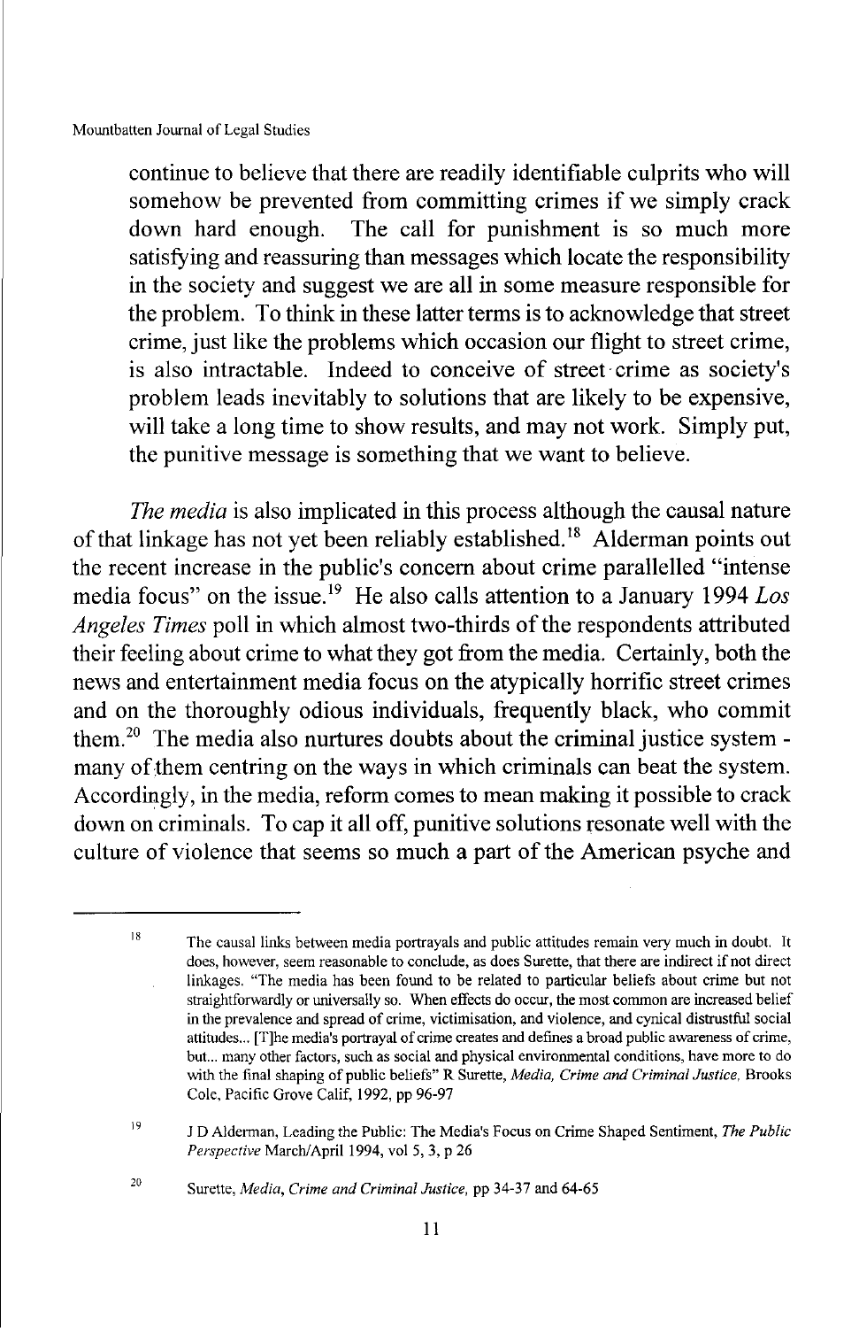continue to believe that there are readily identifiable culprits who will somehow be prevented from committing crimes if we simply crack down hard enough. The call for punishment is so much more satisfying and reassuring than messages which locate the responsibility in the society and suggest we are all in some measure responsible for the problem. To think in these latter terms is to acknowledge that street crime, just like the problems which occasion our flight to street crime, is also intractable. Indeed to conceive of street crime as society's problem leads inevitably to solutions that are likely to be expensive, will take a long time to show results, and may not work. Simply put, the punitive message is something that we want to believe.

*The media* is also implicated in this process although the causal nature of that linkage has not yet been reliably established.[18] Alderman points out the recent increase in the public's concern about crime parallelled "intense media focus" on the issue.[19] He also calls attention to a January 1994 *Los Angeles Times* poll in which almost two-thirds of the respondents attributed their feeling about crime to what they got from the media. Certainly, both the news and entertainment media focus on the atypically horrific street crimes and on the thoroughly odious individuals, frequently black, who commit them.[20] The media also nurtures doubts about the criminal justice system - many of them centring on the ways in which criminals can beat the system. Accordingly, in the media, reform comes to mean making it possible to crack down on criminals. To cap it all off, punitive solutions resonate well with the culture of violence that seems so much a part of the American psyche and

---

[18] The causal links between media portrayals and public attitudes remain very much in doubt. It does, however, seem reasonable to conclude, as does Surette, that there are indirect if not direct linkages. "The media has been found to be related to particular beliefs about crime but not straightforwardly or universally so. When effects do occur, the most common are increased belief in the prevalence and spread of crime, victimisation, and violence, and cynical distrustful social attitudes... [T]he media's portrayal of crime creates and defines a broad public awareness of crime, but... many other factors, such as social and physical environmental conditions, have more to do with the final shaping of public beliefs" R Surette, *Media, Crime and Criminal Justice*, Brooks Cole, Pacific Grove Calif, 1992, pp 96-97

[19] J D Alderman, Leading the Public: The Media's Focus on Crime Shaped Sentiment, *The Public Perspective* March/April 1994, vol 5, 3, p 26

[20] Surette, *Media, Crime and Criminal Justice*, pp 34-37 and 64-65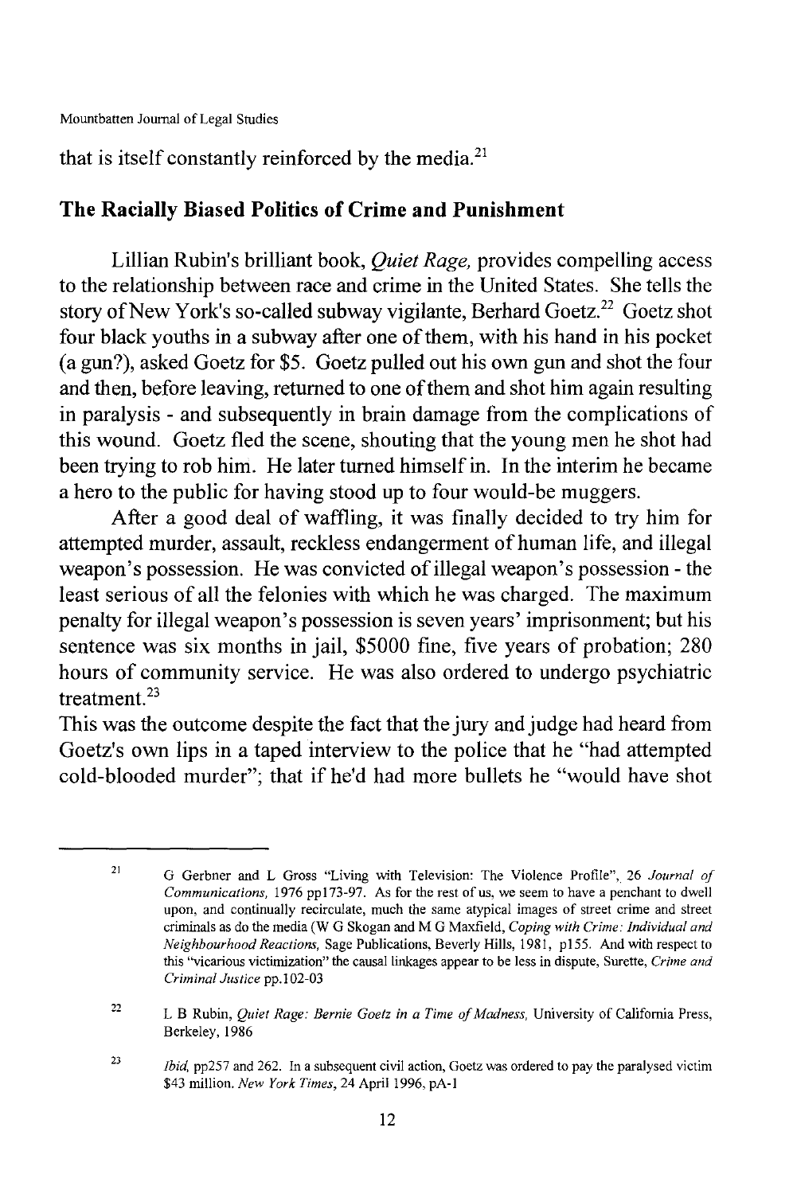that is itself constantly reinforced by the media.[21]

## The Racially Biased Politics of Crime and Punishment

Lillian Rubin's brilliant book, *Quiet Rage,* provides compelling access to the relationship between race and crime in the United States. She tells the story of New York's so-called subway vigilante, Berhard Goetz.[22] Goetz shot four black youths in a subway after one of them, with his hand in his pocket (a gun?), asked Goetz for $5. Goetz pulled out his own gun and shot the four and then, before leaving, returned to one of them and shot him again resulting in paralysis - and subsequently in brain damage from the complications of this wound. Goetz fled the scene, shouting that the young men he shot had been trying to rob him. He later turned himself in. In the interim he became a hero to the public for having stood up to four would-be muggers.

After a good deal of waffling, it was finally decided to try him for attempted murder, assault, reckless endangerment of human life, and illegal weapon's possession. He was convicted of illegal weapon's possession - the least serious of all the felonies with which he was charged. The maximum penalty for illegal weapon's possession is seven years' imprisonment; but his sentence was six months in jail, $5000 fine, five years of probation; 280 hours of community service. He was also ordered to undergo psychiatric treatment.[23]

This was the outcome despite the fact that the jury and judge had heard from Goetz's own lips in a taped interview to the police that he "had attempted cold-blooded murder"; that if he'd had more bullets he "would have shot

---

[21] G Gerbner and L Gross "Living with Television: The Violence Profile", 26 *Journal of Communications,* 1976 pp173-97. As for the rest of us, we seem to have a penchant to dwell upon, and continually recirculate, much the same atypical images of street crime and street criminals as do the media (W G Skogan and M G Maxfield, *Coping with Crime: Individual and Neighbourhood Reactions,* Sage Publications, Beverly Hills, 1981, p155. And with respect to this "vicarious victimization" the causal linkages appear to be less in dispute, Surette, *Crime and Criminal Justice* pp.102-03

[22] L B Rubin, *Quiet Rage: Bernie Goetz in a Time of Madness,* University of California Press, Berkeley, 1986

[23] *Ibid,* pp257 and 262. In a subsequent civil action, Goetz was ordered to pay the paralysed victim $43 million. *New York Times,* 24 April 1996, pA-1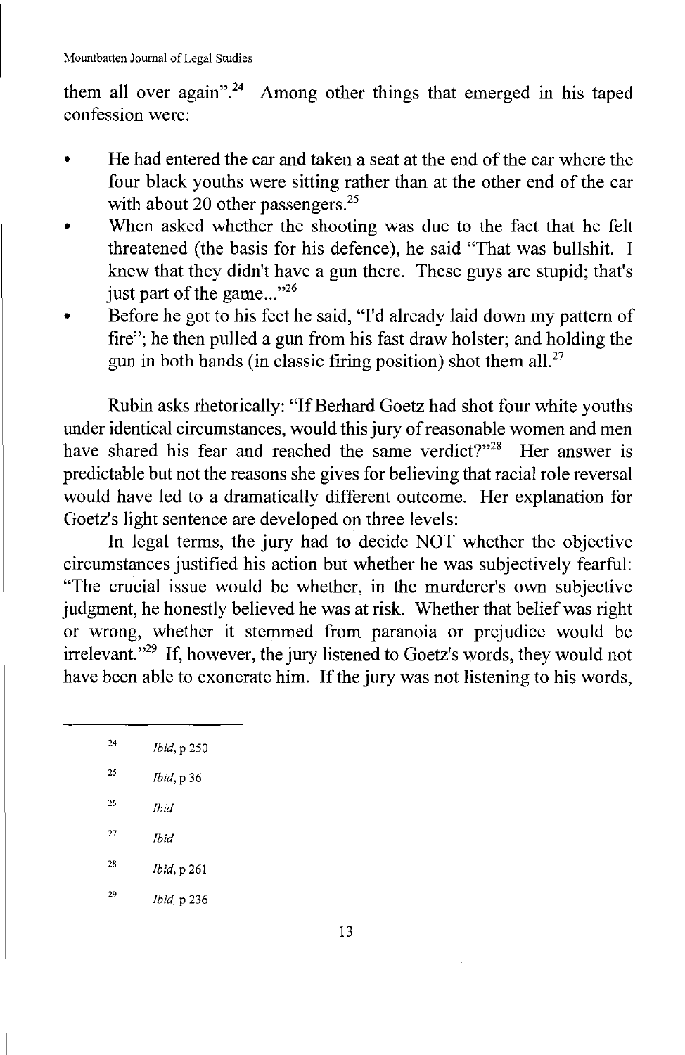them all over again".[24] Among other things that emerged in his taped confession were:

- He had entered the car and taken a seat at the end of the car where the four black youths were sitting rather than at the other end of the car with about 20 other passengers.[25]
- When asked whether the shooting was due to the fact that he felt threatened (the basis for his defence), he said "That was bullshit. I knew that they didn't have a gun there. These guys are stupid; that's just part of the game..."[26]
- Before he got to his feet he said, "I'd already laid down my pattern of fire"; he then pulled a gun from his fast draw holster; and holding the gun in both hands (in classic firing position) shot them all.[27]

Rubin asks rhetorically: "If Berhard Goetz had shot four white youths under identical circumstances, would this jury of reasonable women and men have shared his fear and reached the same verdict?"[28] Her answer is predictable but not the reasons she gives for believing that racial role reversal would have led to a dramatically different outcome. Her explanation for Goetz's light sentence are developed on three levels:

In legal terms, the jury had to decide NOT whether the objective circumstances justified his action but whether he was subjectively fearful: "The crucial issue would be whether, in the murderer's own subjective judgment, he honestly believed he was at risk. Whether that belief was right or wrong, whether it stemmed from paranoia or prejudice would be irrelevant."[29] If, however, the jury listened to Goetz's words, they would not have been able to exonerate him. If the jury was not listening to his words,

---

[24] *Ibid*, p 250

[25] *Ibid*, p 36

[26] *Ibid*

[27] *Ibid*

[28] *Ibid*, p 261

[29] *Ibid*, p 236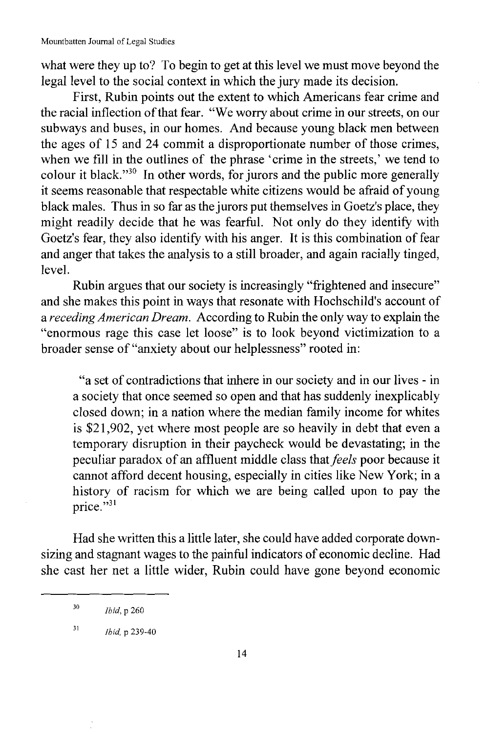what were they up to? To begin to get at this level we must move beyond the legal level to the social context in which the jury made its decision.

First, Rubin points out the extent to which Americans fear crime and the racial inflection of that fear. "We worry about crime in our streets, on our subways and buses, in our homes. And because young black men between the ages of 15 and 24 commit a disproportionate number of those crimes, when we fill in the outlines of the phrase 'crime in the streets,' we tend to colour it black."[30] In other words, for jurors and the public more generally it seems reasonable that respectable white citizens would be afraid of young black males. Thus in so far as the jurors put themselves in Goetz's place, they might readily decide that he was fearful. Not only do they identify with Goetz's fear, they also identify with his anger. It is this combination of fear and anger that takes the analysis to a still broader, and again racially tinged, level.

Rubin argues that our society is increasingly "frightened and insecure" and she makes this point in ways that resonate with Hochschild's account of a *receding American Dream*. According to Rubin the only way to explain the "enormous rage this case let loose" is to look beyond victimization to a broader sense of "anxiety about our helplessness" rooted in:

> "a set of contradictions that inhere in our society and in our lives - in a society that once seemed so open and that has suddenly inexplicably closed down; in a nation where the median family income for whites is $21,902, yet where most people are so heavily in debt that even a temporary disruption in their paycheck would be devastating; in the peculiar paradox of an affluent middle class that *feels* poor because it cannot afford decent housing, especially in cities like New York; in a history of racism for which we are being called upon to pay the price."[31]

Had she written this a little later, she could have added corporate downsizing and stagnant wages to the painful indicators of economic decline. Had she cast her net a little wider, Rubin could have gone beyond economic

---

[30] *Ibid*, p 260

[31] *Ibid*, p 239-40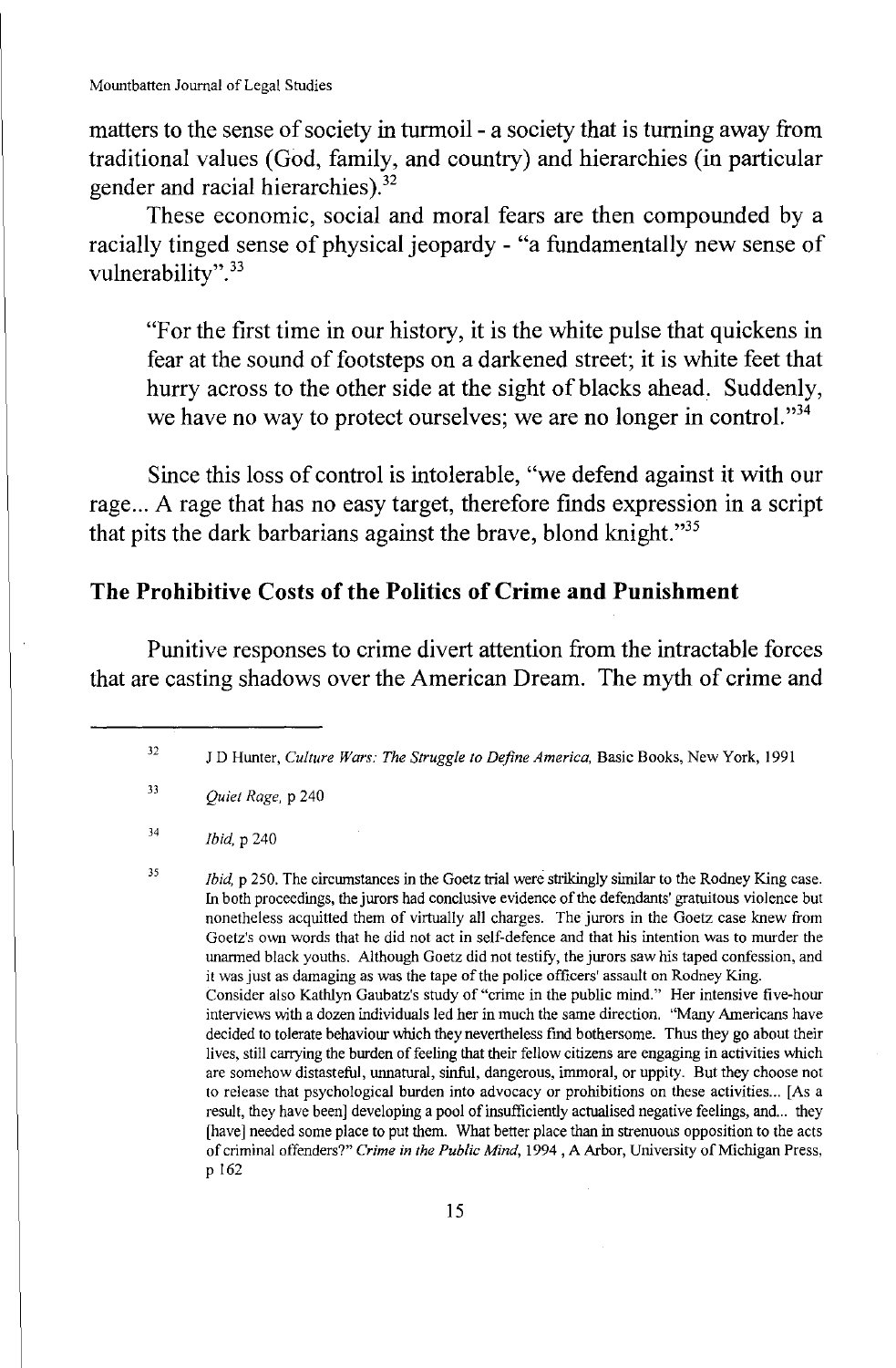matters to the sense of society in turmoil - a society that is turning away from traditional values (God, family, and country) and hierarchies (in particular gender and racial hierarchies).[32]

These economic, social and moral fears are then compounded by a racially tinged sense of physical jeopardy - "a fundamentally new sense of vulnerability".[33]

> "For the first time in our history, it is the white pulse that quickens in fear at the sound of footsteps on a darkened street; it is white feet that hurry across to the other side at the sight of blacks ahead. Suddenly, we have no way to protect ourselves; we are no longer in control."[34]

Since this loss of control is intolerable, "we defend against it with our rage... A rage that has no easy target, therefore finds expression in a script that pits the dark barbarians against the brave, blond knight."[35]

## The Prohibitive Costs of the Politics of Crime and Punishment

Punitive responses to crime divert attention from the intractable forces that are casting shadows over the American Dream. The myth of crime and

---

[32] J D Hunter, *Culture Wars: The Struggle to Define America*, Basic Books, New York, 1991

[33] *Quiet Rage*, p 240

[34] *Ibid*, p 240

[35] *Ibid*, p 250. The circumstances in the Goetz trial were strikingly similar to the Rodney King case. In both proceedings, the jurors had conclusive evidence of the defendants' gratuitous violence but nonetheless acquitted them of virtually all charges. The jurors in the Goetz case knew from Goetz's own words that he did not act in self-defence and that his intention was to murder the unarmed black youths. Although Goetz did not testify, the jurors saw his taped confession, and it was just as damaging as was the tape of the police officers' assault on Rodney King.
Consider also Kathlyn Gaubatz's study of "crime in the public mind." Her intensive five-hour interviews with a dozen individuals led her in much the same direction. "Many Americans have decided to tolerate behaviour which they nevertheless find bothersome. Thus they go about their lives, still carrying the burden of feeling that their fellow citizens are engaging in activities which are somehow distasteful, unnatural, sinful, dangerous, immoral, or uppity. But they choose not to release that psychological burden into advocacy or prohibitions on these activities... [As a result, they have been] developing a pool of insufficiently actualised negative feelings, and... they [have] needed some place to put them. What better place than in strenuous opposition to the acts of criminal offenders?" *Crime in the Public Mind*, 1994 , A Arbor, University of Michigan Press, p 162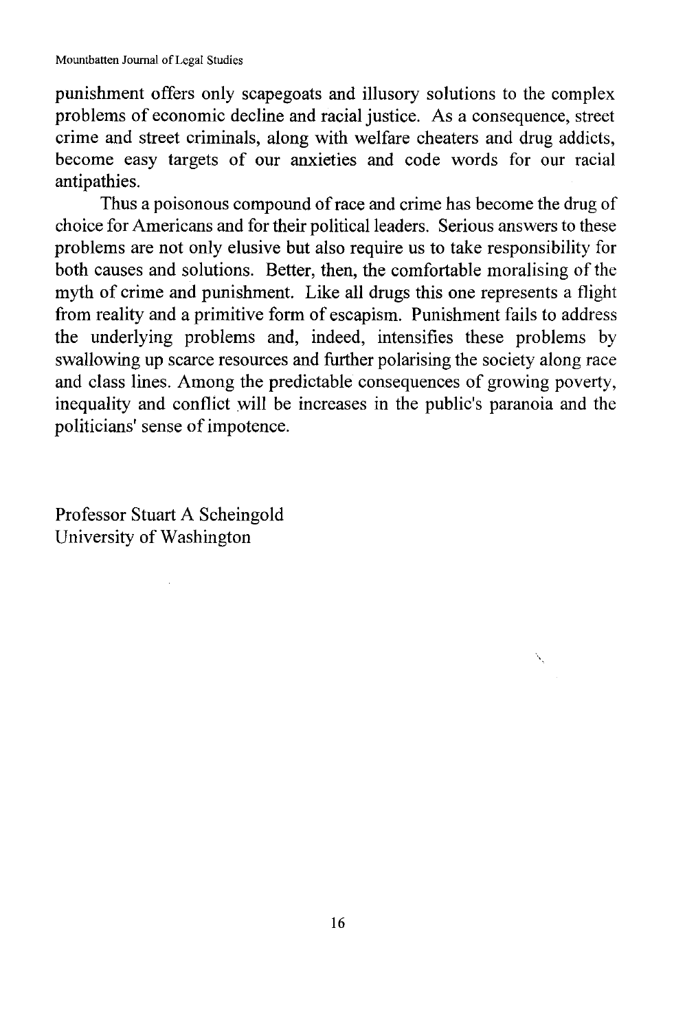punishment offers only scapegoats and illusory solutions to the complex problems of economic decline and racial justice. As a consequence, street crime and street criminals, along with welfare cheaters and drug addicts, become easy targets of our anxieties and code words for our racial antipathies.

Thus a poisonous compound of race and crime has become the drug of choice for Americans and for their political leaders. Serious answers to these problems are not only elusive but also require us to take responsibility for both causes and solutions. Better, then, the comfortable moralising of the myth of crime and punishment. Like all drugs this one represents a flight from reality and a primitive form of escapism. Punishment fails to address the underlying problems and, indeed, intensifies these problems by swallowing up scarce resources and further polarising the society along race and class lines. Among the predictable consequences of growing poverty, inequality and conflict will be increases in the public's paranoia and the politicians' sense of impotence.

Professor Stuart A Scheingold
University of Washington